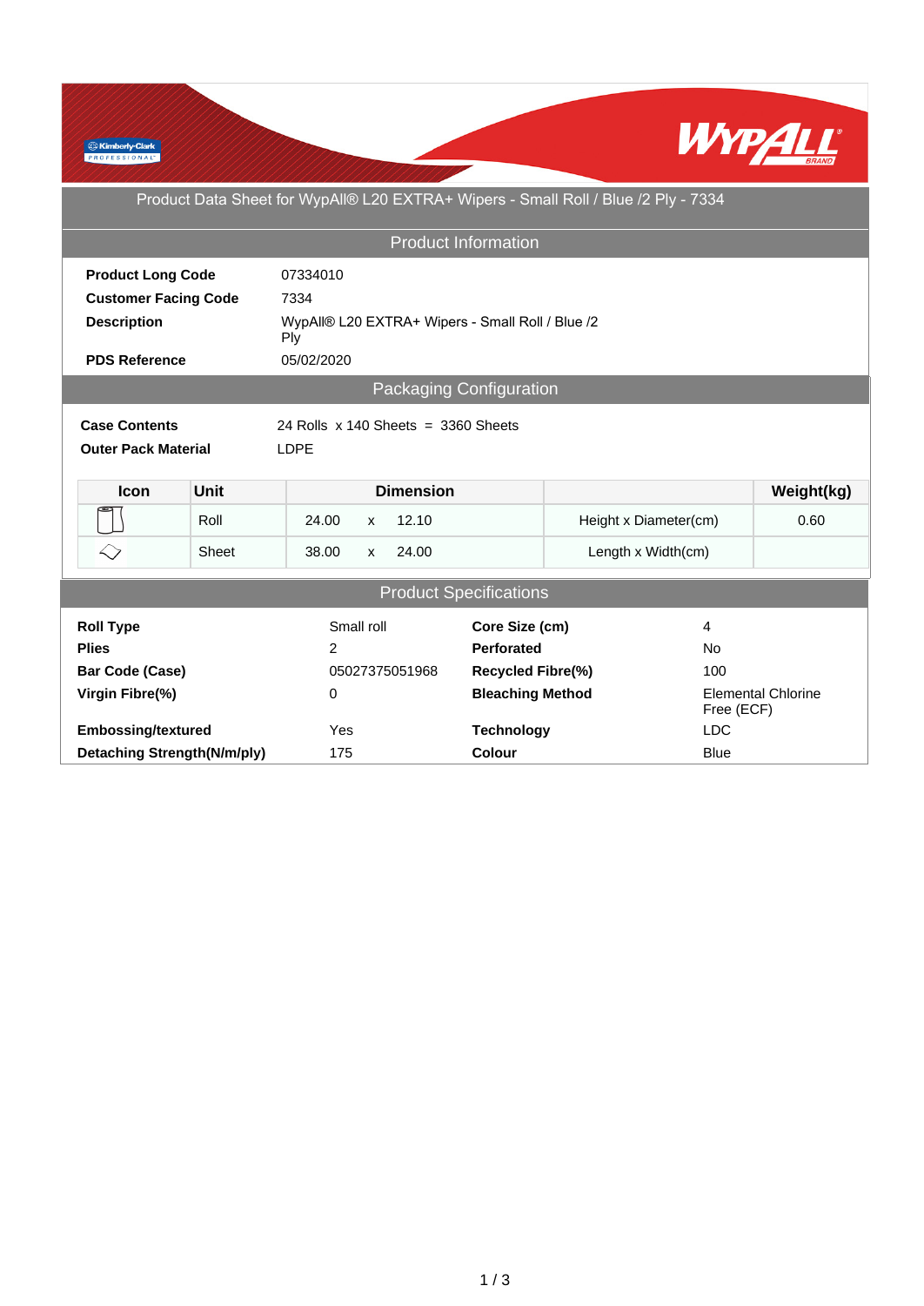# Product Data Sheet for WypAll® L20 EXTRA+ Wipers - Small Roll / Blue /2 Ply - 7334

## Product Information

| | |
|---|---|
| **Product Long Code** | 07334010 |
| **Customer Facing Code** | 7334 |
| **Description** | WypAll® L20 EXTRA+ Wipers - Small Roll / Blue /2 Ply |
| **PDS Reference** | 05/02/2020 |

## Packaging Configuration

| | |
|---|---|
| **Case Contents** | 24 Rolls x 140 Sheets = 3360 Sheets |
| **Outer Pack Material** | LDPE |

| Icon | Unit | Dimension | | | | Weight(kg) |
|---|---|---|---|---|---|---|
| | Roll | 24.00 | x | 12.10 | Height x Diameter(cm) | 0.60 |
| | Sheet | 38.00 | x | 24.00 | Length x Width(cm) | |

## Product Specifications

| | | | |
|---|---|---|---|
| **Roll Type** | Small roll | **Core Size (cm)** | 4 |
| **Plies** | 2 | **Perforated** | No |
| **Bar Code (Case)** | 05027375051968 | **Recycled Fibre(%)** | 100 |
| **Virgin Fibre(%)** | 0 | **Bleaching Method** | Elemental Chlorine Free (ECF) |
| **Embossing/textured** | Yes | **Technology** | LDC |
| **Detaching Strength(N/m/ply)** | 175 | **Colour** | Blue |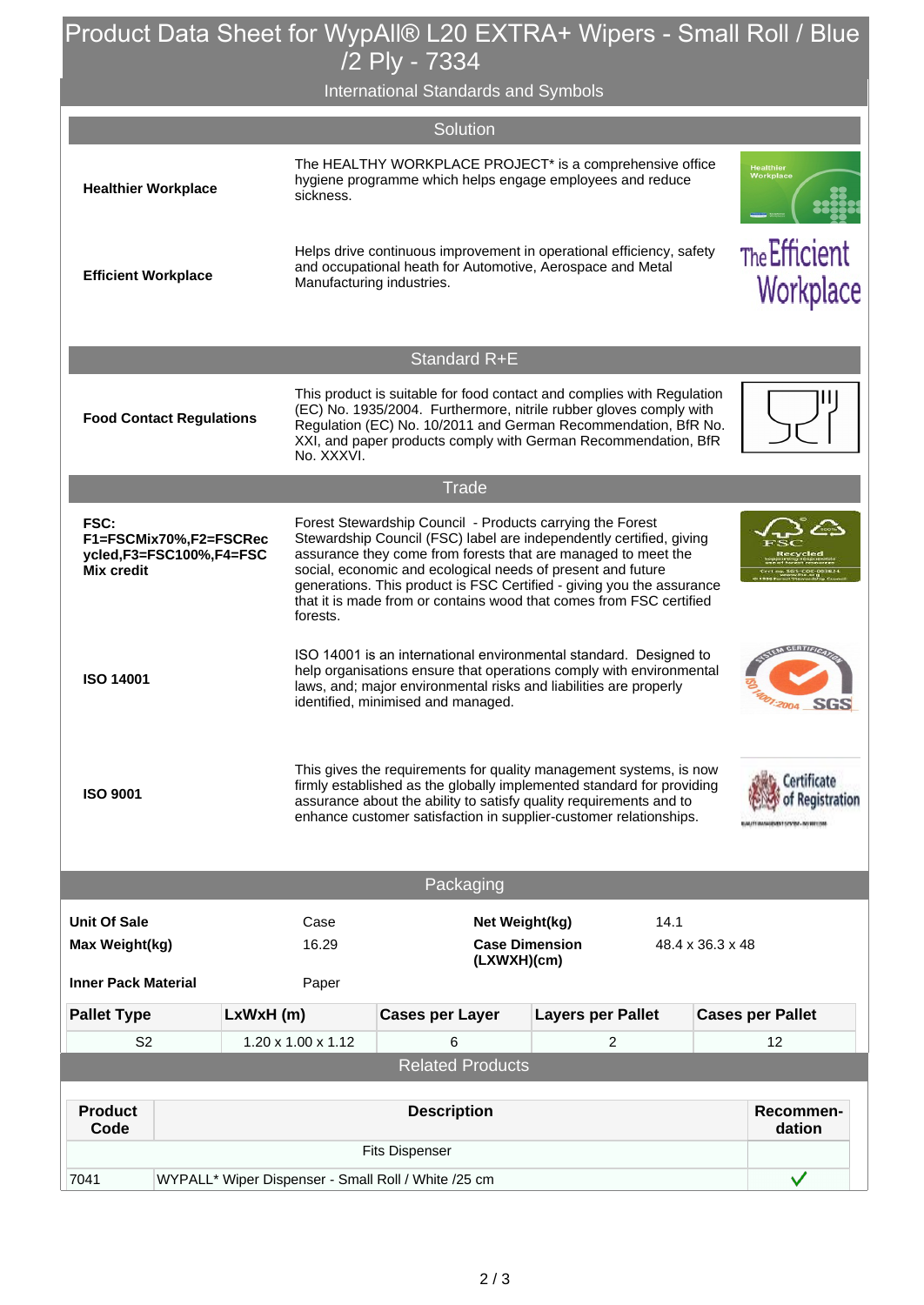# Product Data Sheet for WypAll® L20 EXTRA+ Wipers - Small Roll / Blue /2 Ply - 7334

## International Standards and Symbols

### Solution

| | |
|---|---|
| **Healthier Workplace** | The HEALTHY WORKPLACE PROJECT* is a comprehensive office hygiene programme which helps engage employees and reduce sickness. |
| **Efficient Workplace** | Helps drive continuous improvement in operational efficiency, safety and occupational heath for Automotive, Aerospace and Metal Manufacturing industries. |

### Standard R+E

| | |
|---|---|
| **Food Contact Regulations** | This product is suitable for food contact and complies with Regulation (EC) No. 1935/2004. Furthermore, nitrile rubber gloves comply with Regulation (EC) No. 10/2011 and German Recommendation, BfR No. XXI, and paper products comply with German Recommendation, BfR No. XXXVI. |

### Trade

| | |
|---|---|
| **FSC: F1=FSCMix70%,F2=FSCRecycled,F3=FSC100%,F4=FSC Mix credit** | Forest Stewardship Council - Products carrying the Forest Stewardship Council (FSC) label are independently certified, giving assurance they come from forests that are managed to meet the social, economic and ecological needs of present and future generations. This product is FSC Certified - giving you the assurance that it is made from or contains wood that comes from FSC certified forests. |
| **ISO 14001** | ISO 14001 is an international environmental standard. Designed to help organisations ensure that operations comply with environmental laws, and; major environmental risks and liabilities are properly identified, minimised and managed. |
| **ISO 9001** | This gives the requirements for quality management systems, is now firmly established as the globally implemented standard for providing assurance about the ability to satisfy quality requirements and to enhance customer satisfaction in supplier-customer relationships. |

## Packaging

| | | | |
|---|---|---|---|
| **Unit Of Sale** | Case | **Net Weight(kg)** | 14.1 |
| **Max Weight(kg)** | 16.29 | **Case Dimension (LXWXH)(cm)** | 48.4 x 36.3 x 48 |
| **Inner Pack Material** | Paper | | |

| Pallet Type | LxWxH (m) | Cases per Layer | Layers per Pallet | Cases per Pallet |
|---|---|---|---|---|
| S2 | 1.20 x 1.00 x 1.12 | 6 | 2 | 12 |

## Related Products

| Product Code | Description | Recommendation |
|---|---|---|
| | Fits Dispenser | |
| 7041 | WYPALL* Wiper Dispenser - Small Roll / White /25 cm | ✓ |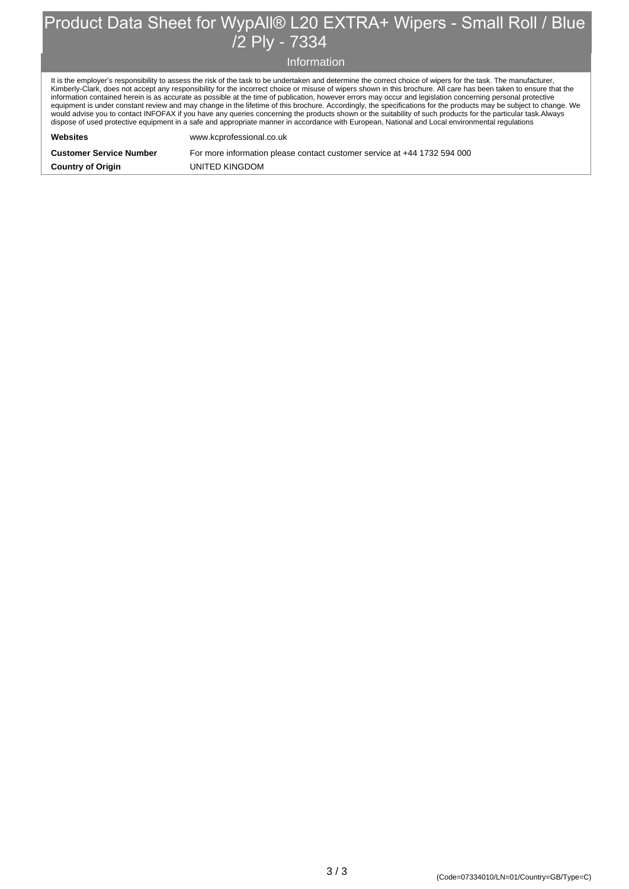# Product Data Sheet for WypAll® L20 EXTRA+ Wipers - Small Roll / Blue /2 Ply - 7334

## Information

It is the employer's responsibility to assess the risk of the task to be undertaken and determine the correct choice of wipers for the task. The manufacturer, Kimberly-Clark, does not accept any responsibility for the incorrect choice or misuse of wipers shown in this brochure. All care has been taken to ensure that the information contained herein is as accurate as possible at the time of publication, however errors may occur and legislation concerning personal protective equipment is under constant review and may change in the lifetime of this brochure. Accordingly, the specifications for the products may be subject to change. We would advise you to contact INFOFAX if you have any queries concerning the products shown or the suitability of such products for the particular task.Always dispose of used protective equipment in a safe and appropriate manner in accordance with European, National and Local environmental regulations

| | |
|---|---|
| **Websites** | www.kcprofessional.co.uk |
| **Customer Service Number** | For more information please contact customer service at +44 1732 594 000 |
| **Country of Origin** | UNITED KINGDOM |

(Code=07334010/LN=01/Country=GB/Type=C)